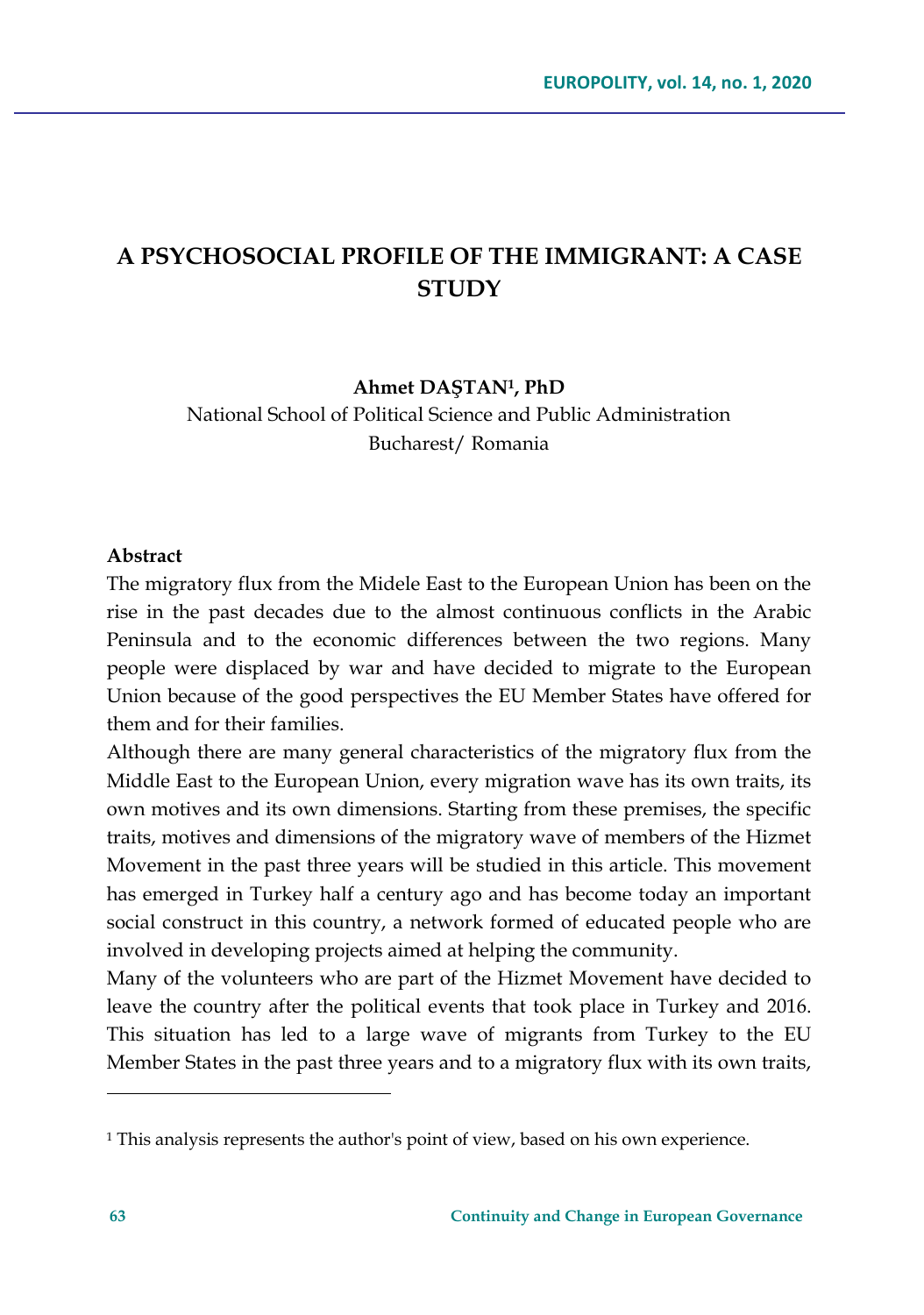# A PSYCHOSOCIAL PROFILE OF THE IMMIGRANT: A CASE STUDY

**Ahmet DAŞTAN[1], PhD**

National School of Political Science and Public Administration
Bucharest/ Romania

**Abstract**

The migratory flux from the Midele East to the European Union has been on the rise in the past decades due to the almost continuous conflicts in the Arabic Peninsula and to the economic differences between the two regions. Many people were displaced by war and have decided to migrate to the European Union because of the good perspectives the EU Member States have offered for them and for their families.

Although there are many general characteristics of the migratory flux from the Middle East to the European Union, every migration wave has its own traits, its own motives and its own dimensions. Starting from these premises, the specific traits, motives and dimensions of the migratory wave of members of the Hizmet Movement in the past three years will be studied in this article. This movement has emerged in Turkey half a century ago and has become today an important social construct in this country, a network formed of educated people who are involved in developing projects aimed at helping the community.

Many of the volunteers who are part of the Hizmet Movement have decided to leave the country after the political events that took place in Turkey and 2016. This situation has led to a large wave of migrants from Turkey to the EU Member States in the past three years and to a migratory flux with its own traits,

[1] This analysis represents the author's point of view, based on his own experience.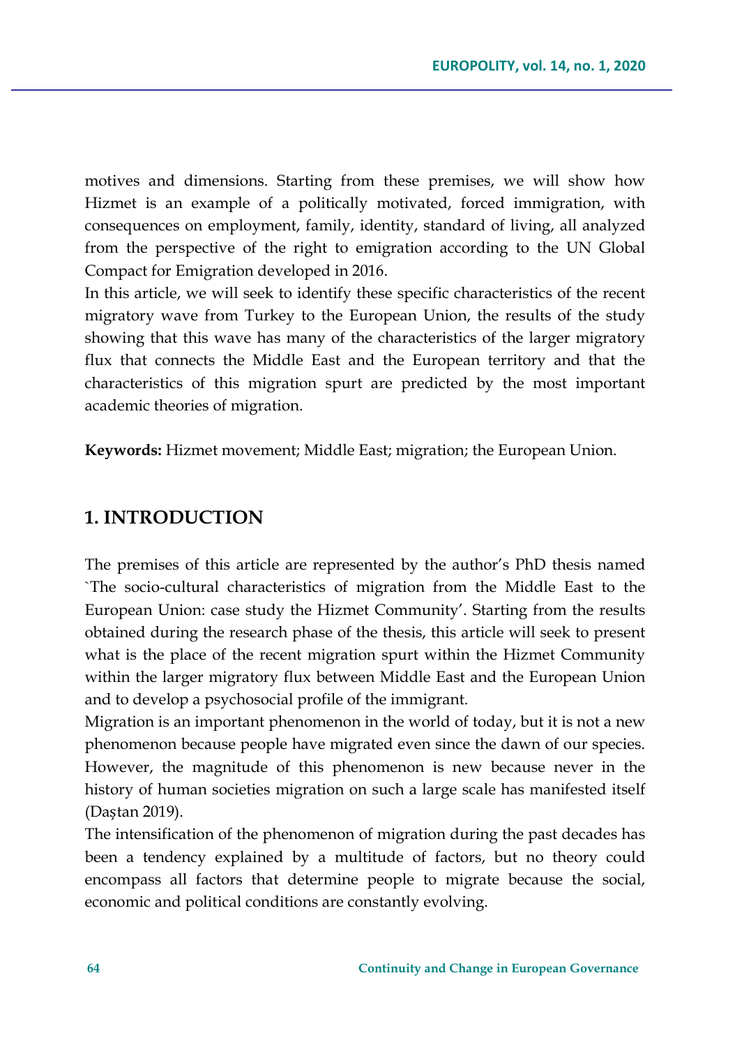motives and dimensions. Starting from these premises, we will show how Hizmet is an example of a politically motivated, forced immigration, with consequences on employment, family, identity, standard of living, all analyzed from the perspective of the right to emigration according to the UN Global Compact for Emigration developed in 2016.

In this article, we will seek to identify these specific characteristics of the recent migratory wave from Turkey to the European Union, the results of the study showing that this wave has many of the characteristics of the larger migratory flux that connects the Middle East and the European territory and that the characteristics of this migration spurt are predicted by the most important academic theories of migration.

**Keywords:** Hizmet movement; Middle East; migration; the European Union.

## 1. INTRODUCTION

The premises of this article are represented by the author's PhD thesis named `The socio-cultural characteristics of migration from the Middle East to the European Union: case study the Hizmet Community'. Starting from the results obtained during the research phase of the thesis, this article will seek to present what is the place of the recent migration spurt within the Hizmet Community within the larger migratory flux between Middle East and the European Union and to develop a psychosocial profile of the immigrant.

Migration is an important phenomenon in the world of today, but it is not a new phenomenon because people have migrated even since the dawn of our species. However, the magnitude of this phenomenon is new because never in the history of human societies migration on such a large scale has manifested itself (Daştan 2019).

The intensification of the phenomenon of migration during the past decades has been a tendency explained by a multitude of factors, but no theory could encompass all factors that determine people to migrate because the social, economic and political conditions are constantly evolving.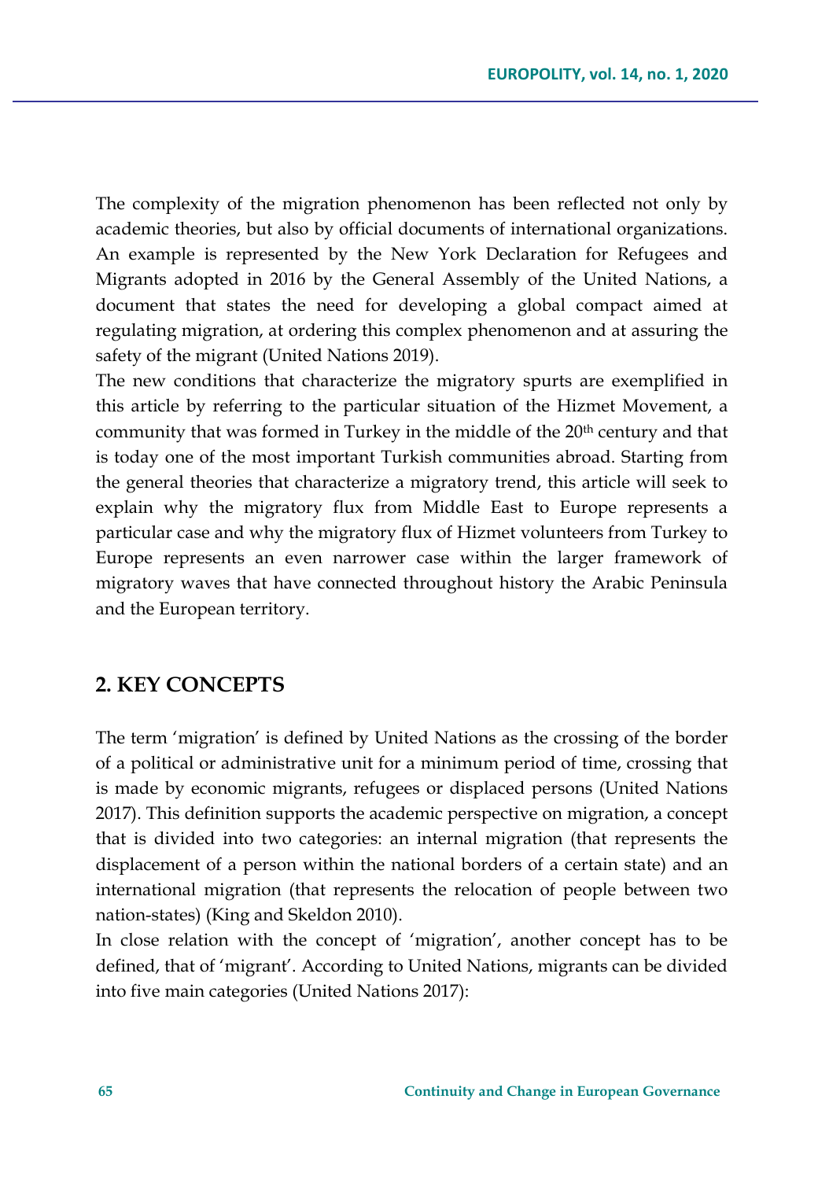The complexity of the migration phenomenon has been reflected not only by academic theories, but also by official documents of international organizations. An example is represented by the New York Declaration for Refugees and Migrants adopted in 2016 by the General Assembly of the United Nations, a document that states the need for developing a global compact aimed at regulating migration, at ordering this complex phenomenon and at assuring the safety of the migrant (United Nations 2019).

The new conditions that characterize the migratory spurts are exemplified in this article by referring to the particular situation of the Hizmet Movement, a community that was formed in Turkey in the middle of the 20th century and that is today one of the most important Turkish communities abroad. Starting from the general theories that characterize a migratory trend, this article will seek to explain why the migratory flux from Middle East to Europe represents a particular case and why the migratory flux of Hizmet volunteers from Turkey to Europe represents an even narrower case within the larger framework of migratory waves that have connected throughout history the Arabic Peninsula and the European territory.

## 2. KEY CONCEPTS

The term 'migration' is defined by United Nations as the crossing of the border of a political or administrative unit for a minimum period of time, crossing that is made by economic migrants, refugees or displaced persons (United Nations 2017). This definition supports the academic perspective on migration, a concept that is divided into two categories: an internal migration (that represents the displacement of a person within the national borders of a certain state) and an international migration (that represents the relocation of people between two nation-states) (King and Skeldon 2010).

In close relation with the concept of 'migration', another concept has to be defined, that of 'migrant'. According to United Nations, migrants can be divided into five main categories (United Nations 2017):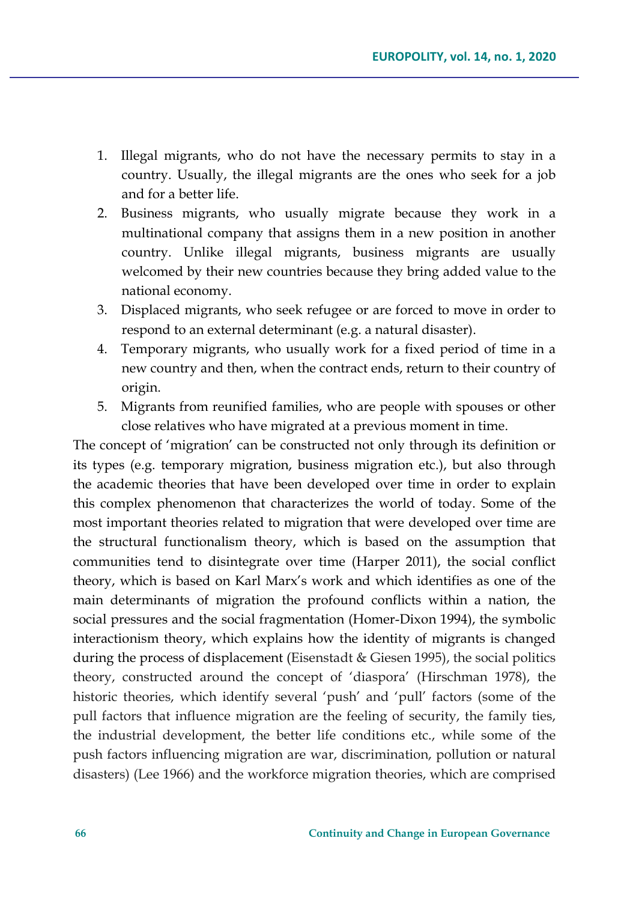1. Illegal migrants, who do not have the necessary permits to stay in a country. Usually, the illegal migrants are the ones who seek for a job and for a better life.
2. Business migrants, who usually migrate because they work in a multinational company that assigns them in a new position in another country. Unlike illegal migrants, business migrants are usually welcomed by their new countries because they bring added value to the national economy.
3. Displaced migrants, who seek refugee or are forced to move in order to respond to an external determinant (e.g. a natural disaster).
4. Temporary migrants, who usually work for a fixed period of time in a new country and then, when the contract ends, return to their country of origin.
5. Migrants from reunified families, who are people with spouses or other close relatives who have migrated at a previous moment in time.

The concept of 'migration' can be constructed not only through its definition or its types (e.g. temporary migration, business migration etc.), but also through the academic theories that have been developed over time in order to explain this complex phenomenon that characterizes the world of today. Some of the most important theories related to migration that were developed over time are the structural functionalism theory, which is based on the assumption that communities tend to disintegrate over time (Harper 2011), the social conflict theory, which is based on Karl Marx's work and which identifies as one of the main determinants of migration the profound conflicts within a nation, the social pressures and the social fragmentation (Homer-Dixon 1994), the symbolic interactionism theory, which explains how the identity of migrants is changed during the process of displacement (Eisenstadt & Giesen 1995), the social politics theory, constructed around the concept of 'diaspora' (Hirschman 1978), the historic theories, which identify several 'push' and 'pull' factors (some of the pull factors that influence migration are the feeling of security, the family ties, the industrial development, the better life conditions etc., while some of the push factors influencing migration are war, discrimination, pollution or natural disasters) (Lee 1966) and the workforce migration theories, which are comprised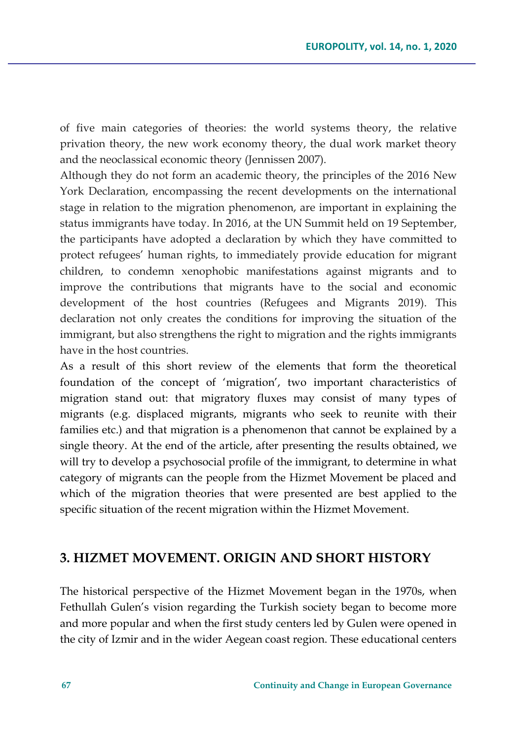of five main categories of theories: the world systems theory, the relative privation theory, the new work economy theory, the dual work market theory and the neoclassical economic theory (Jennissen 2007).

Although they do not form an academic theory, the principles of the 2016 New York Declaration, encompassing the recent developments on the international stage in relation to the migration phenomenon, are important in explaining the status immigrants have today. In 2016, at the UN Summit held on 19 September, the participants have adopted a declaration by which they have committed to protect refugees' human rights, to immediately provide education for migrant children, to condemn xenophobic manifestations against migrants and to improve the contributions that migrants have to the social and economic development of the host countries (Refugees and Migrants 2019). This declaration not only creates the conditions for improving the situation of the immigrant, but also strengthens the right to migration and the rights immigrants have in the host countries.

As a result of this short review of the elements that form the theoretical foundation of the concept of 'migration', two important characteristics of migration stand out: that migratory fluxes may consist of many types of migrants (e.g. displaced migrants, migrants who seek to reunite with their families etc.) and that migration is a phenomenon that cannot be explained by a single theory. At the end of the article, after presenting the results obtained, we will try to develop a psychosocial profile of the immigrant, to determine in what category of migrants can the people from the Hizmet Movement be placed and which of the migration theories that were presented are best applied to the specific situation of the recent migration within the Hizmet Movement.

## 3. HIZMET MOVEMENT. ORIGIN AND SHORT HISTORY

The historical perspective of the Hizmet Movement began in the 1970s, when Fethullah Gulen's vision regarding the Turkish society began to become more and more popular and when the first study centers led by Gulen were opened in the city of Izmir and in the wider Aegean coast region. These educational centers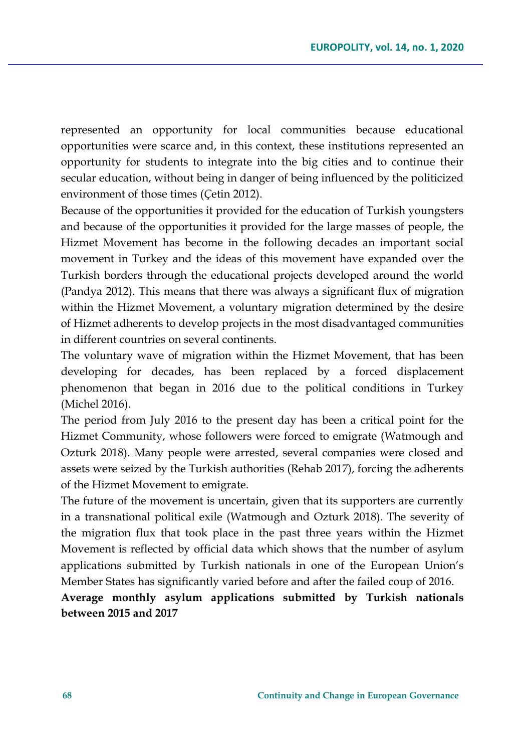represented an opportunity for local communities because educational opportunities were scarce and, in this context, these institutions represented an opportunity for students to integrate into the big cities and to continue their secular education, without being in danger of being influenced by the politicized environment of those times (Çetin 2012).

Because of the opportunities it provided for the education of Turkish youngsters and because of the opportunities it provided for the large masses of people, the Hizmet Movement has become in the following decades an important social movement in Turkey and the ideas of this movement have expanded over the Turkish borders through the educational projects developed around the world (Pandya 2012). This means that there was always a significant flux of migration within the Hizmet Movement, a voluntary migration determined by the desire of Hizmet adherents to develop projects in the most disadvantaged communities in different countries on several continents.

The voluntary wave of migration within the Hizmet Movement, that has been developing for decades, has been replaced by a forced displacement phenomenon that began in 2016 due to the political conditions in Turkey (Michel 2016).

The period from July 2016 to the present day has been a critical point for the Hizmet Community, whose followers were forced to emigrate (Watmough and Ozturk 2018). Many people were arrested, several companies were closed and assets were seized by the Turkish authorities (Rehab 2017), forcing the adherents of the Hizmet Movement to emigrate.

The future of the movement is uncertain, given that its supporters are currently in a transnational political exile (Watmough and Ozturk 2018). The severity of the migration flux that took place in the past three years within the Hizmet Movement is reflected by official data which shows that the number of asylum applications submitted by Turkish nationals in one of the European Union's Member States has significantly varied before and after the failed coup of 2016.

**Average monthly asylum applications submitted by Turkish nationals between 2015 and 2017**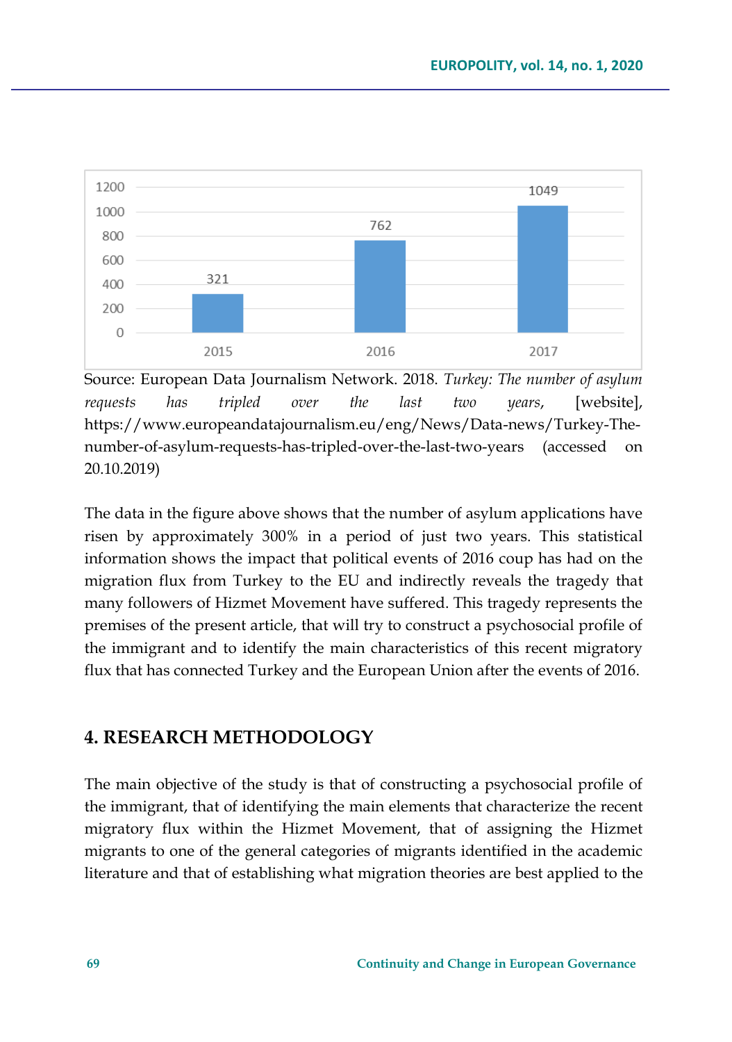| Year | Number of asylum requests |
|---|---|
| 2015 | 321 |
| 2016 | 762 |
| 2017 | 1049 |

Source: European Data Journalism Network. 2018. *Turkey: The number of asylum requests has tripled over the last two years*, [website], https://www.europeandatajournalism.eu/eng/News/Data-news/Turkey-The-number-of-asylum-requests-has-tripled-over-the-last-two-years (accessed on 20.10.2019)

The data in the figure above shows that the number of asylum applications have risen by approximately 300% in a period of just two years. This statistical information shows the impact that political events of 2016 coup has had on the migration flux from Turkey to the EU and indirectly reveals the tragedy that many followers of Hizmet Movement have suffered. This tragedy represents the premises of the present article, that will try to construct a psychosocial profile of the immigrant and to identify the main characteristics of this recent migratory flux that has connected Turkey and the European Union after the events of 2016.

## 4. RESEARCH METHODOLOGY

The main objective of the study is that of constructing a psychosocial profile of the immigrant, that of identifying the main elements that characterize the recent migratory flux within the Hizmet Movement, that of assigning the Hizmet migrants to one of the general categories of migrants identified in the academic literature and that of establishing what migration theories are best applied to the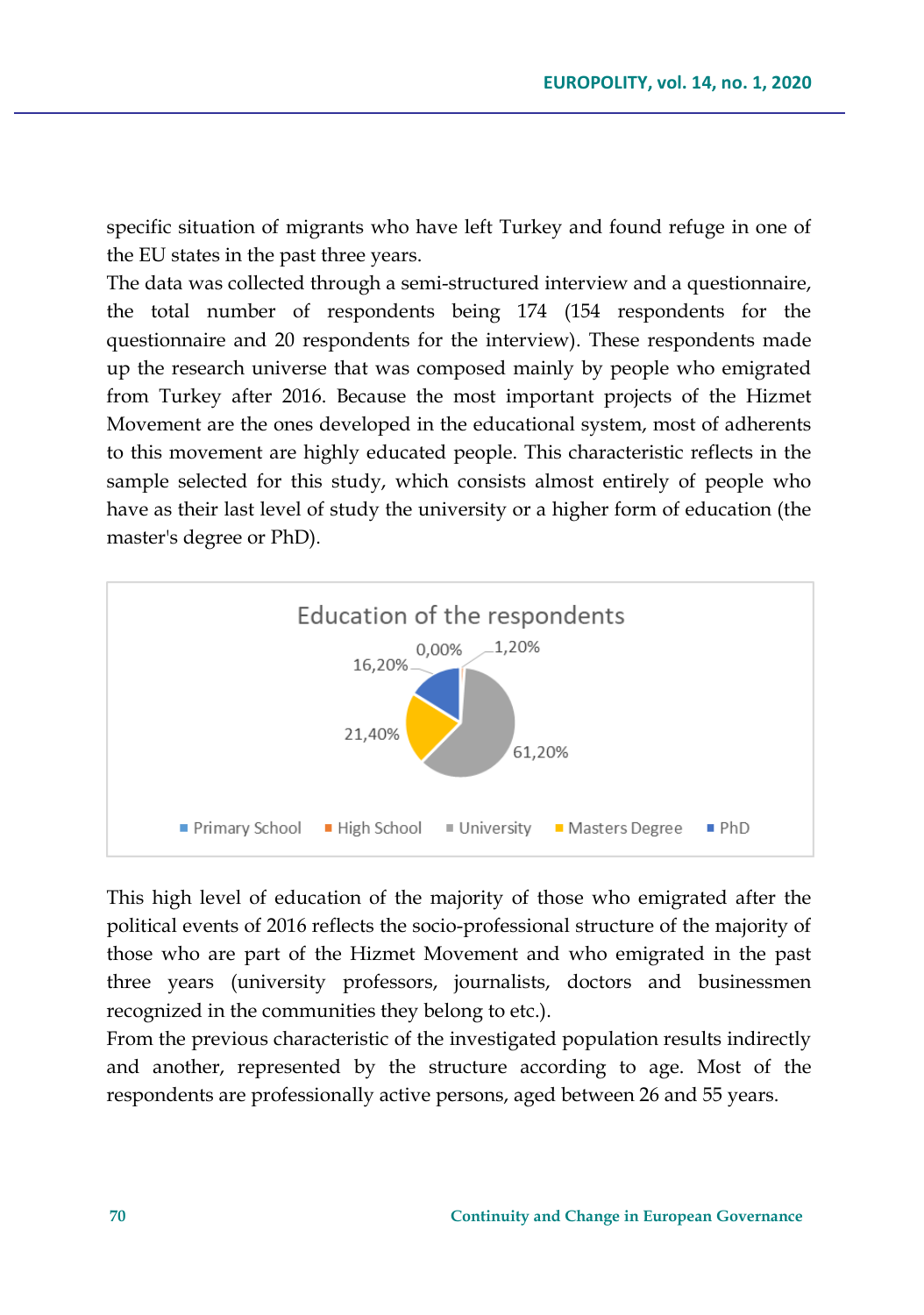specific situation of migrants who have left Turkey and found refuge in one of the EU states in the past three years.

The data was collected through a semi-structured interview and a questionnaire, the total number of respondents being 174 (154 respondents for the questionnaire and 20 respondents for the interview). These respondents made up the research universe that was composed mainly by people who emigrated from Turkey after 2016. Because the most important projects of the Hizmet Movement are the ones developed in the educational system, most of adherents to this movement are highly educated people. This characteristic reflects in the sample selected for this study, which consists almost entirely of people who have as their last level of study the university or a higher form of education (the master's degree or PhD).

Education of the respondents

| Education level | Percentage |
|---|---|
| Primary School | 0,00% |
| High School | 1,20% |
| University | 61,20% |
| Masters Degree | 21,40% |
| PhD | 16,20% |

This high level of education of the majority of those who emigrated after the political events of 2016 reflects the socio-professional structure of the majority of those who are part of the Hizmet Movement and who emigrated in the past three years (university professors, journalists, doctors and businessmen recognized in the communities they belong to etc.).

From the previous characteristic of the investigated population results indirectly and another, represented by the structure according to age. Most of the respondents are professionally active persons, aged between 26 and 55 years.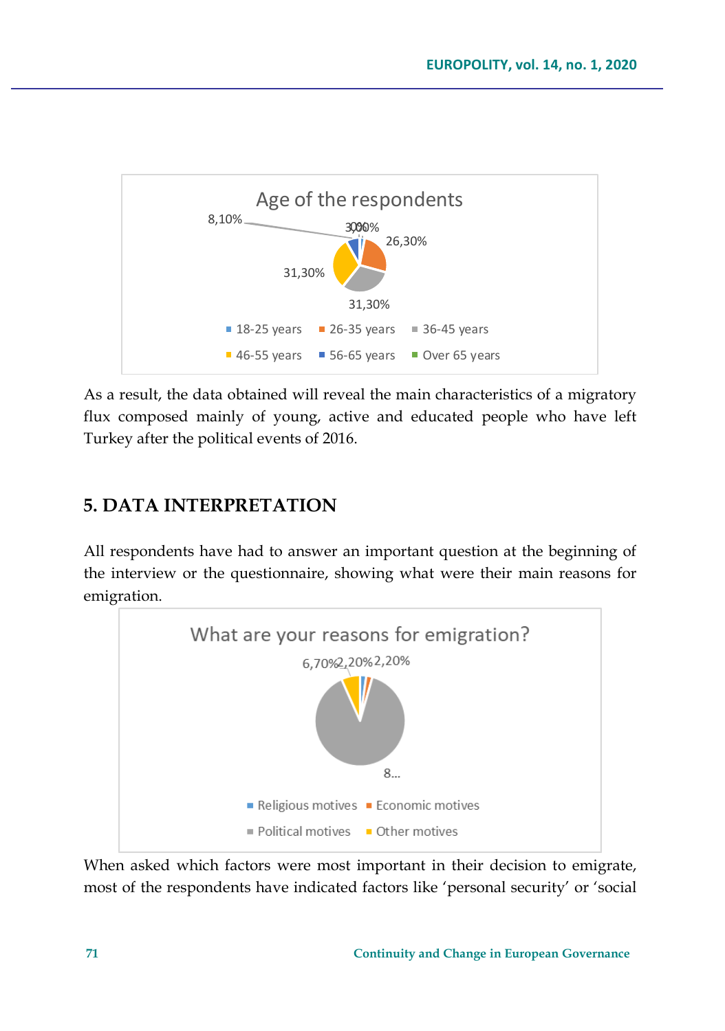As a result, the data obtained will reveal the main characteristics of a migratory flux composed mainly of young, active and educated people who have left Turkey after the political events of 2016.

## 5. DATA INTERPRETATION

All respondents have had to answer an important question at the beginning of the interview or the questionnaire, showing what were their main reasons for emigration.

When asked which factors were most important in their decision to emigrate, most of the respondents have indicated factors like 'personal security' or 'social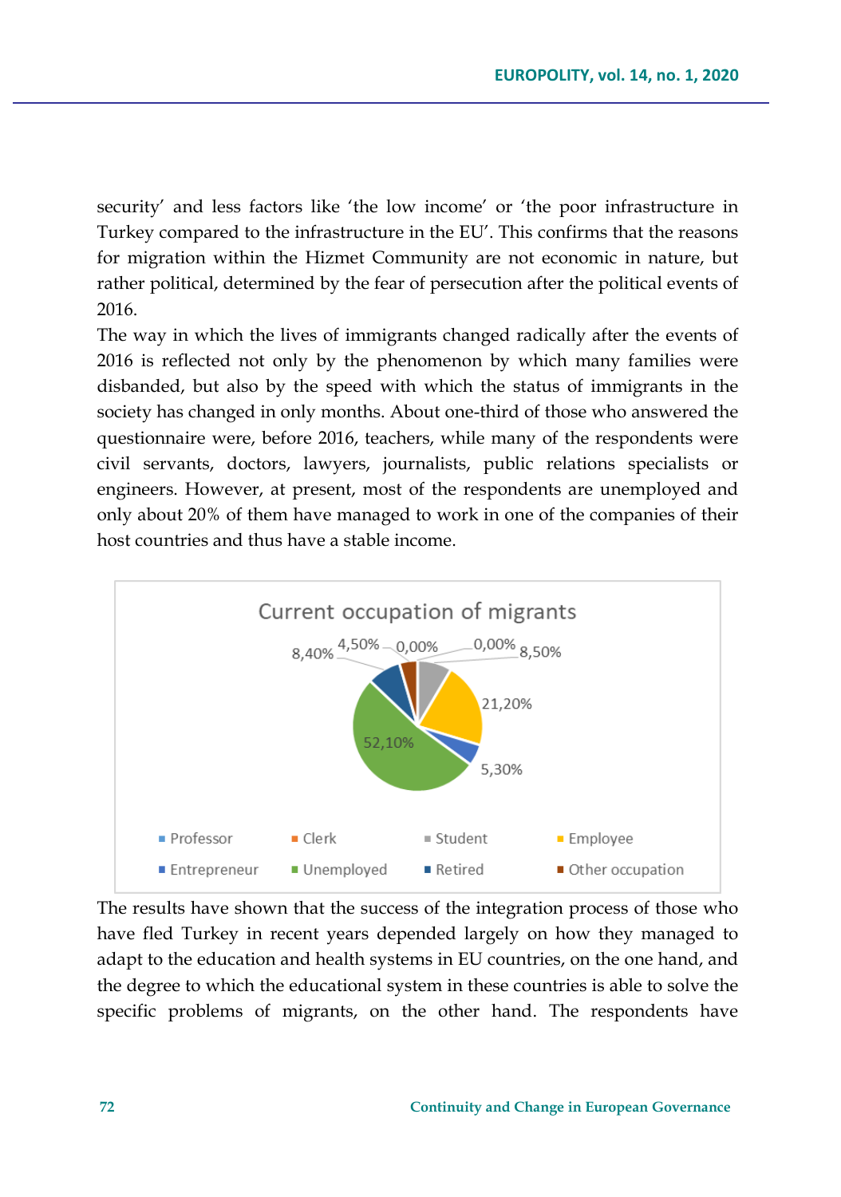security' and less factors like 'the low income' or 'the poor infrastructure in Turkey compared to the infrastructure in the EU'. This confirms that the reasons for migration within the Hizmet Community are not economic in nature, but rather political, determined by the fear of persecution after the political events of 2016.

The way in which the lives of immigrants changed radically after the events of 2016 is reflected not only by the phenomenon by which many families were disbanded, but also by the speed with which the status of immigrants in the society has changed in only months. About one-third of those who answered the questionnaire were, before 2016, teachers, while many of the respondents were civil servants, doctors, lawyers, journalists, public relations specialists or engineers. However, at present, most of the respondents are unemployed and only about 20% of them have managed to work in one of the companies of their host countries and thus have a stable income.

Current occupation of migrants

| Occupation | Share |
| --- | --- |
| Professor | 0,00% |
| Clerk | 0,00% |
| Student | 8,50% |
| Employee | 21,20% |
| Entrepreneur | 5,30% |
| Unemployed | 52,10% |
| Retired | 8,40% |
| Other occupation | 4,50% |

The results have shown that the success of the integration process of those who have fled Turkey in recent years depended largely on how they managed to adapt to the education and health systems in EU countries, on the one hand, and the degree to which the educational system in these countries is able to solve the specific problems of migrants, on the other hand. The respondents have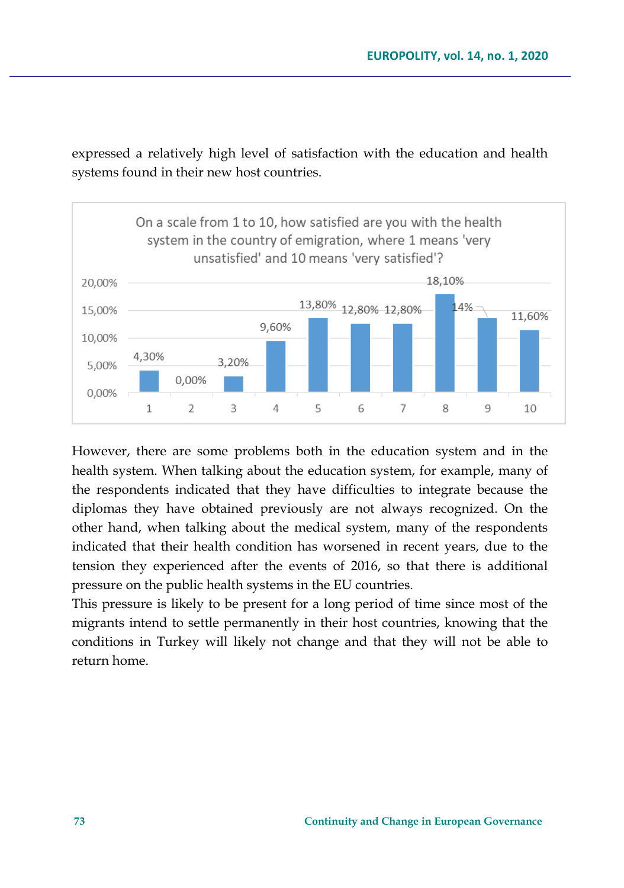expressed a relatively high level of satisfaction with the education and health systems found in their new host countries.

On a scale from 1 to 10, how satisfied are you with the health system in the country of emigration, where 1 means 'very unsatisfied' and 10 means 'very satisfied'?

| Score | 1 | 2 | 3 | 4 | 5 | 6 | 7 | 8 | 9 | 10 |
|---|---|---|---|---|---|---|---|---|---|---|
| % | 4,30% | 0,00% | 3,20% | 9,60% | 13,80% | 12,80% | 12,80% | 18,10% | 14% | 11,60% |

However, there are some problems both in the education system and in the health system. When talking about the education system, for example, many of the respondents indicated that they have difficulties to integrate because the diplomas they have obtained previously are not always recognized. On the other hand, when talking about the medical system, many of the respondents indicated that their health condition has worsened in recent years, due to the tension they experienced after the events of 2016, so that there is additional pressure on the public health systems in the EU countries.

This pressure is likely to be present for a long period of time since most of the migrants intend to settle permanently in their host countries, knowing that the conditions in Turkey will likely not change and that they will not be able to return home.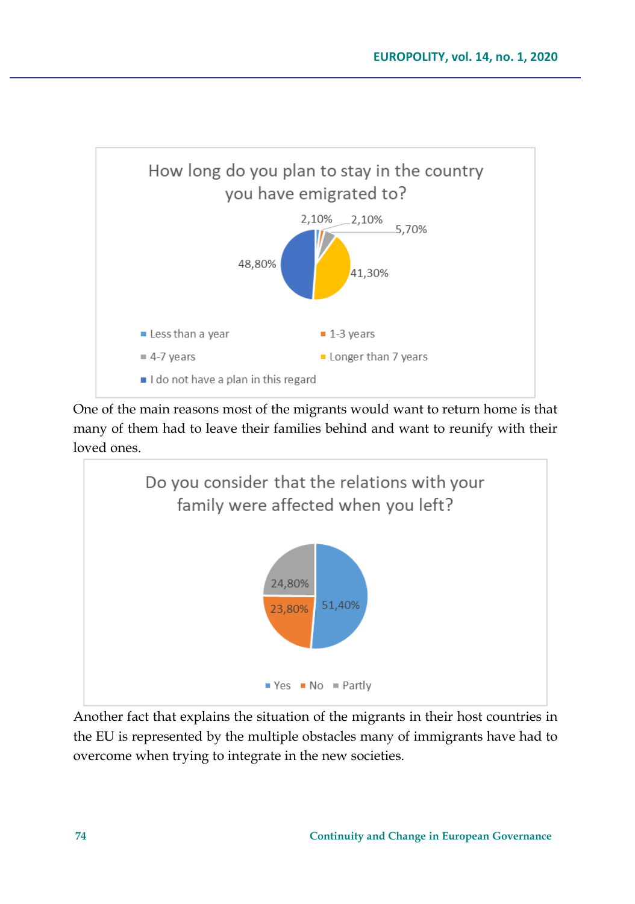How long do you plan to stay in the country you have emigrated to?

- Less than a year: 2,10%
- 1-3 years: 2,10%
- 4-7 years: 5,70%
- Longer than 7 years: 41,30%
- I do not have a plan in this regard: 48,80%

One of the main reasons most of the migrants would want to return home is that many of them had to leave their families behind and want to reunify with their loved ones.

Do you consider that the relations with your family were affected when you left?

- Yes: 51,40%
- No: 23,80%
- Partly: 24,80%

Another fact that explains the situation of the migrants in their host countries in the EU is represented by the multiple obstacles many of immigrants have had to overcome when trying to integrate in the new societies.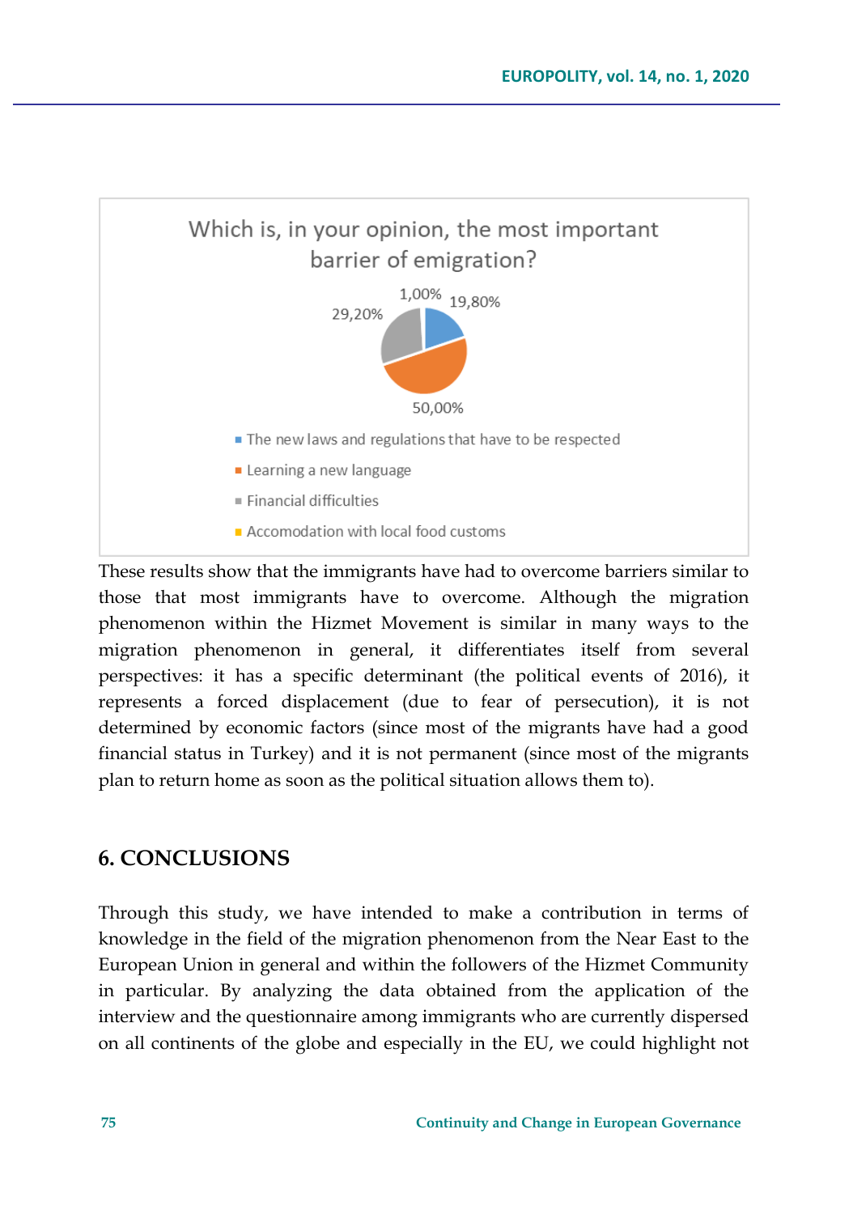Which is, in your opinion, the most important barrier of emigration?

- The new laws and regulations that have to be respected: 19,80%
- Learning a new language: 50,00%
- Financial difficulties: 29,20%
- Accomodation with local food customs: 1,00%

These results show that the immigrants have had to overcome barriers similar to those that most immigrants have to overcome. Although the migration phenomenon within the Hizmet Movement is similar in many ways to the migration phenomenon in general, it differentiates itself from several perspectives: it has a specific determinant (the political events of 2016), it represents a forced displacement (due to fear of persecution), it is not determined by economic factors (since most of the migrants have had a good financial status in Turkey) and it is not permanent (since most of the migrants plan to return home as soon as the political situation allows them to).

## 6. CONCLUSIONS

Through this study, we have intended to make a contribution in terms of knowledge in the field of the migration phenomenon from the Near East to the European Union in general and within the followers of the Hizmet Community in particular. By analyzing the data obtained from the application of the interview and the questionnaire among immigrants who are currently dispersed on all continents of the globe and especially in the EU, we could highlight not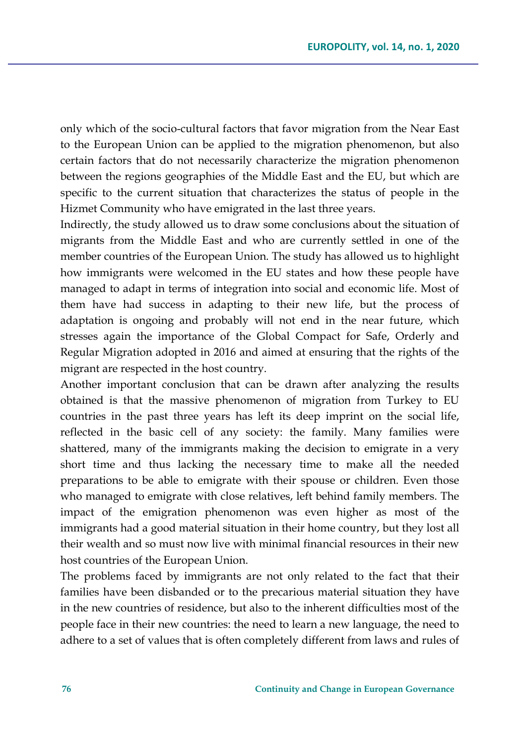only which of the socio-cultural factors that favor migration from the Near East to the European Union can be applied to the migration phenomenon, but also certain factors that do not necessarily characterize the migration phenomenon between the regions geographies of the Middle East and the EU, but which are specific to the current situation that characterizes the status of people in the Hizmet Community who have emigrated in the last three years.

Indirectly, the study allowed us to draw some conclusions about the situation of migrants from the Middle East and who are currently settled in one of the member countries of the European Union. The study has allowed us to highlight how immigrants were welcomed in the EU states and how these people have managed to adapt in terms of integration into social and economic life. Most of them have had success in adapting to their new life, but the process of adaptation is ongoing and probably will not end in the near future, which stresses again the importance of the Global Compact for Safe, Orderly and Regular Migration adopted in 2016 and aimed at ensuring that the rights of the migrant are respected in the host country.

Another important conclusion that can be drawn after analyzing the results obtained is that the massive phenomenon of migration from Turkey to EU countries in the past three years has left its deep imprint on the social life, reflected in the basic cell of any society: the family. Many families were shattered, many of the immigrants making the decision to emigrate in a very short time and thus lacking the necessary time to make all the needed preparations to be able to emigrate with their spouse or children. Even those who managed to emigrate with close relatives, left behind family members. The impact of the emigration phenomenon was even higher as most of the immigrants had a good material situation in their home country, but they lost all their wealth and so must now live with minimal financial resources in their new host countries of the European Union.

The problems faced by immigrants are not only related to the fact that their families have been disbanded or to the precarious material situation they have in the new countries of residence, but also to the inherent difficulties most of the people face in their new countries: the need to learn a new language, the need to adhere to a set of values that is often completely different from laws and rules of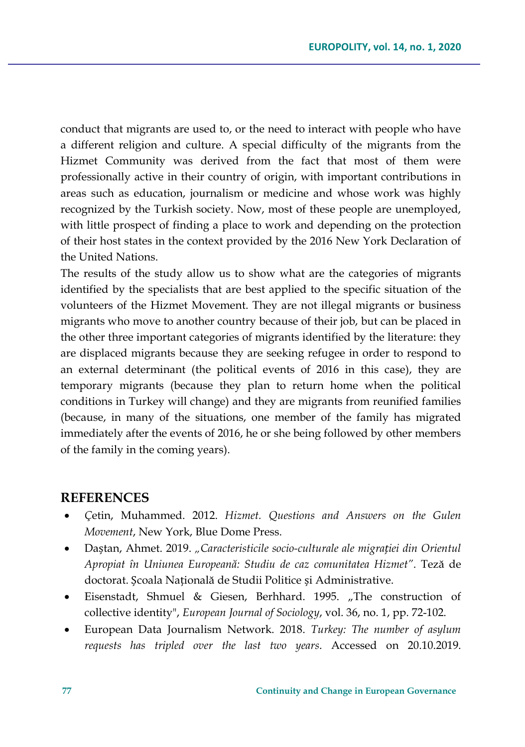conduct that migrants are used to, or the need to interact with people who have a different religion and culture. A special difficulty of the migrants from the Hizmet Community was derived from the fact that most of them were professionally active in their country of origin, with important contributions in areas such as education, journalism or medicine and whose work was highly recognized by the Turkish society. Now, most of these people are unemployed, with little prospect of finding a place to work and depending on the protection of their host states in the context provided by the 2016 New York Declaration of the United Nations.

The results of the study allow us to show what are the categories of migrants identified by the specialists that are best applied to the specific situation of the volunteers of the Hizmet Movement. They are not illegal migrants or business migrants who move to another country because of their job, but can be placed in the other three important categories of migrants identified by the literature: they are displaced migrants because they are seeking refugee in order to respond to an external determinant (the political events of 2016 in this case), they are temporary migrants (because they plan to return home when the political conditions in Turkey will change) and they are migrants from reunified families (because, in many of the situations, one member of the family has migrated immediately after the events of 2016, he or she being followed by other members of the family in the coming years).

## REFERENCES

- Çetin, Muhammed. 2012. *Hizmet. Questions and Answers on the Gulen Movement*, New York, Blue Dome Press.
- Daștan, Ahmet. 2019. *„Caracteristicile socio-culturale ale migrației din Orientul Apropiat în Uniunea Europeană: Studiu de caz comunitatea Hizmet"*. Teză de doctorat. Școala Națională de Studii Politice și Administrative.
- Eisenstadt, Shmuel & Giesen, Berhhard. 1995. „The construction of collective identity", *European Journal of Sociology*, vol. 36, no. 1, pp. 72-102.
- European Data Journalism Network. 2018. *Turkey: The number of asylum requests has tripled over the last two years*. Accessed on 20.10.2019.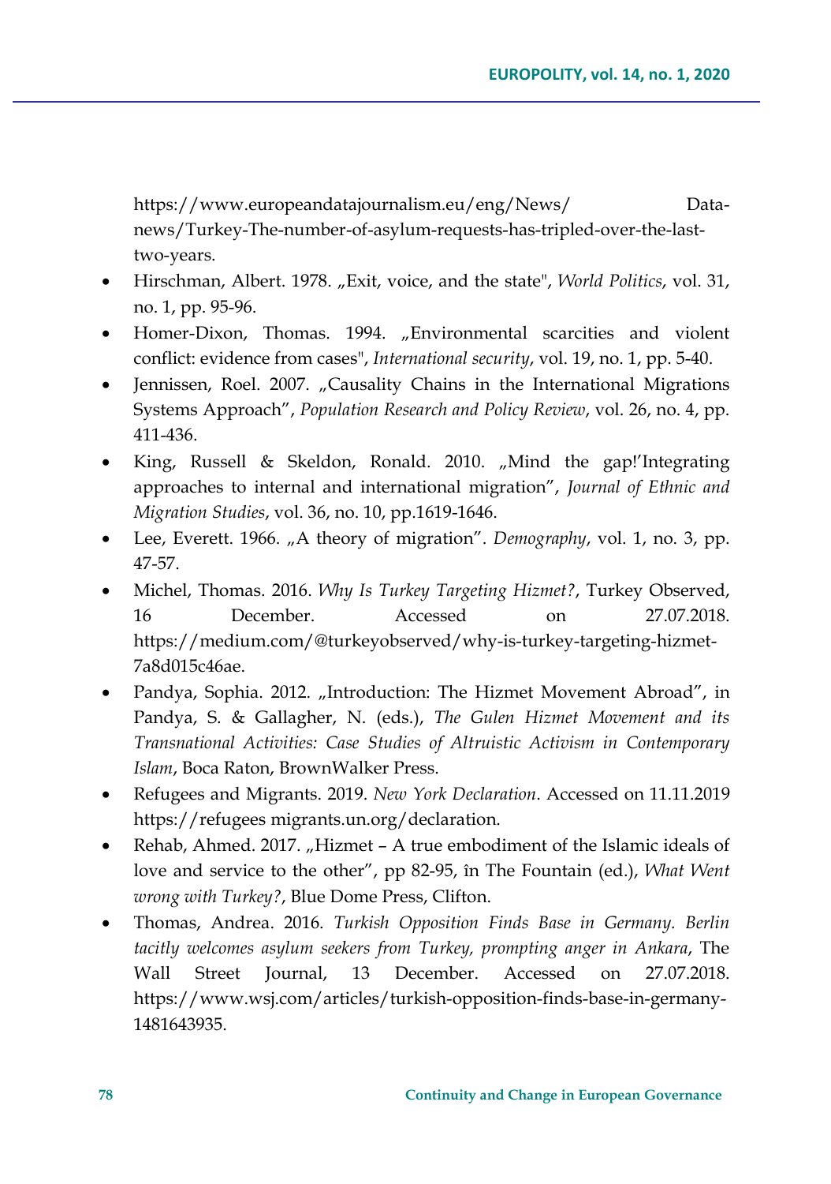https://www.europeandatajournalism.eu/eng/News/ Data-news/Turkey-The-number-of-asylum-requests-has-tripled-over-the-last-two-years.

- Hirschman, Albert. 1978. „Exit, voice, and the state", *World Politics*, vol. 31, no. 1, pp. 95-96.
- Homer-Dixon, Thomas. 1994. „Environmental scarcities and violent conflict: evidence from cases", *International security*, vol. 19, no. 1, pp. 5-40.
- Jennissen, Roel. 2007. „Causality Chains in the International Migrations Systems Approach", *Population Research and Policy Review*, vol. 26, no. 4, pp. 411-436.
- King, Russell & Skeldon, Ronald. 2010. „Mind the gap!'Integrating approaches to internal and international migration", *Journal of Ethnic and Migration Studies*, vol. 36, no. 10, pp.1619-1646.
- Lee, Everett. 1966. „A theory of migration". *Demography*, vol. 1, no. 3, pp. 47-57.
- Michel, Thomas. 2016. *Why Is Turkey Targeting Hizmet?*, Turkey Observed, 16 December. Accessed on 27.07.2018. https://medium.com/@turkeyobserved/why-is-turkey-targeting-hizmet-7a8d015c46ae.
- Pandya, Sophia. 2012. „Introduction: The Hizmet Movement Abroad", in Pandya, S. & Gallagher, N. (eds.), *The Gulen Hizmet Movement and its Transnational Activities: Case Studies of Altruistic Activism in Contemporary Islam*, Boca Raton, BrownWalker Press.
- Refugees and Migrants. 2019. *New York Declaration*. Accessed on 11.11.2019 https://refugees migrants.un.org/declaration.
- Rehab, Ahmed. 2017. „Hizmet – A true embodiment of the Islamic ideals of love and service to the other", pp 82-95, în The Fountain (ed.), *What Went wrong with Turkey?*, Blue Dome Press, Clifton.
- Thomas, Andrea. 2016. *Turkish Opposition Finds Base in Germany. Berlin tacitly welcomes asylum seekers from Turkey, prompting anger in Ankara*, The Wall Street Journal, 13 December. Accessed on 27.07.2018. https://www.wsj.com/articles/turkish-opposition-finds-base-in-germany-1481643935.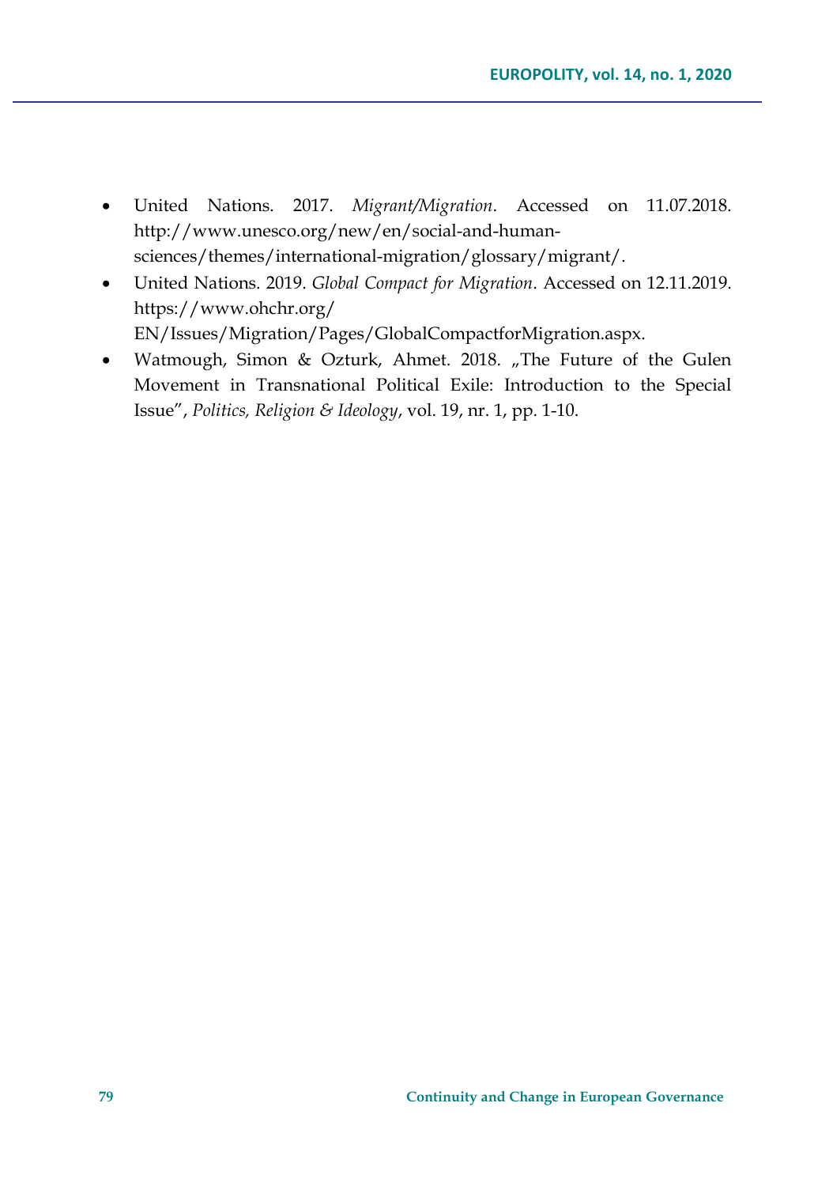- United Nations. 2017. *Migrant/Migration*. Accessed on 11.07.2018. http://www.unesco.org/new/en/social-and-human-sciences/themes/international-migration/glossary/migrant/.
- United Nations. 2019. *Global Compact for Migration*. Accessed on 12.11.2019. https://www.ohchr.org/EN/Issues/Migration/Pages/GlobalCompactforMigration.aspx.
- Watmough, Simon & Ozturk, Ahmet. 2018. „The Future of the Gulen Movement in Transnational Political Exile: Introduction to the Special Issue", *Politics, Religion & Ideology*, vol. 19, nr. 1, pp. 1-10.